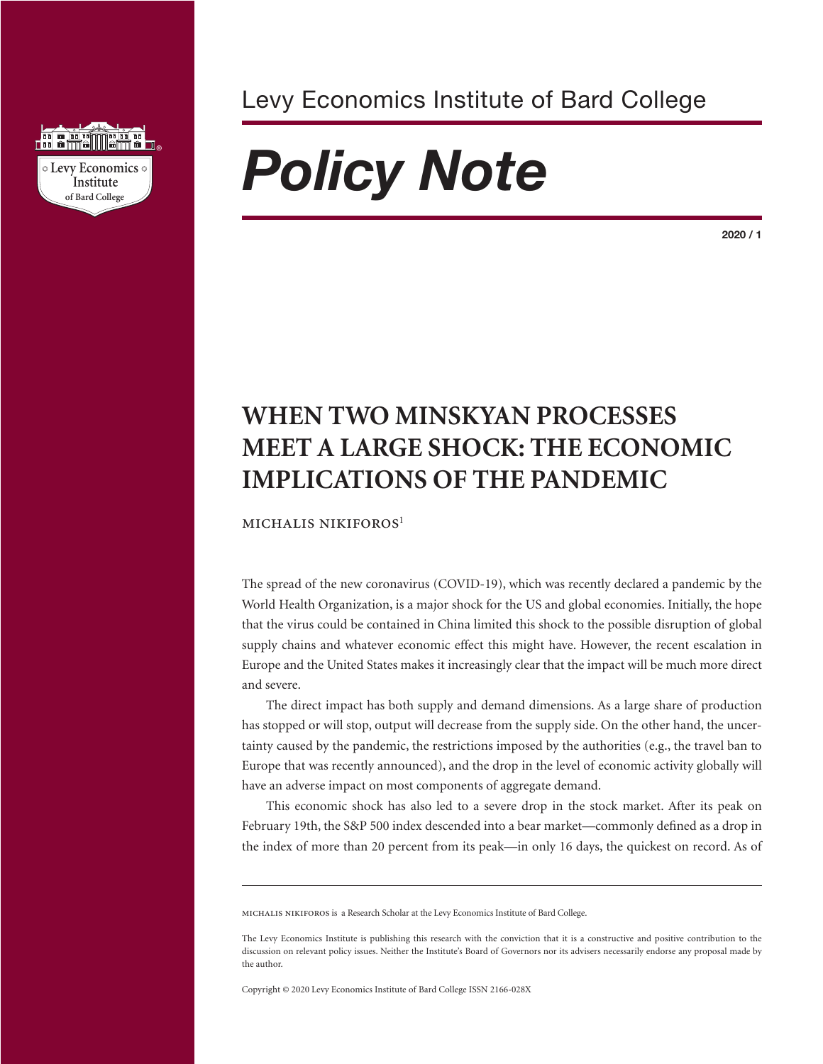Levy Economics Institute of Bard College

# *Policy Note*

**2020 / 1**

## WHEN TWO MINSKYAN PROCESSES MEET A LARGE SHOCK: THE ECONOMIC IMPLICATIONS OF THE PANDEMIC

MICHALIS NIKIFOROS[1]

The spread of the new coronavirus (COVID-19), which was recently declared a pandemic by the World Health Organization, is a major shock for the US and global economies. Initially, the hope that the virus could be contained in China limited this shock to the possible disruption of global supply chains and whatever economic effect this might have. However, the recent escalation in Europe and the United States makes it increasingly clear that the impact will be much more direct and severe.

The direct impact has both supply and demand dimensions. As a large share of production has stopped or will stop, output will decrease from the supply side. On the other hand, the uncertainty caused by the pandemic, the restrictions imposed by the authorities (e.g., the travel ban to Europe that was recently announced), and the drop in the level of economic activity globally will have an adverse impact on most components of aggregate demand.

This economic shock has also led to a severe drop in the stock market. After its peak on February 19th, the S&P 500 index descended into a bear market—commonly defined as a drop in the index of more than 20 percent from its peak—in only 16 days, the quickest on record. As of

---

MICHALIS NIKIFOROS is a Research Scholar at the Levy Economics Institute of Bard College.

The Levy Economics Institute is publishing this research with the conviction that it is a constructive and positive contribution to the discussion on relevant policy issues. Neither the Institute's Board of Governors nor its advisers necessarily endorse any proposal made by the author.

Copyright © 2020 Levy Economics Institute of Bard College ISSN 2166-028X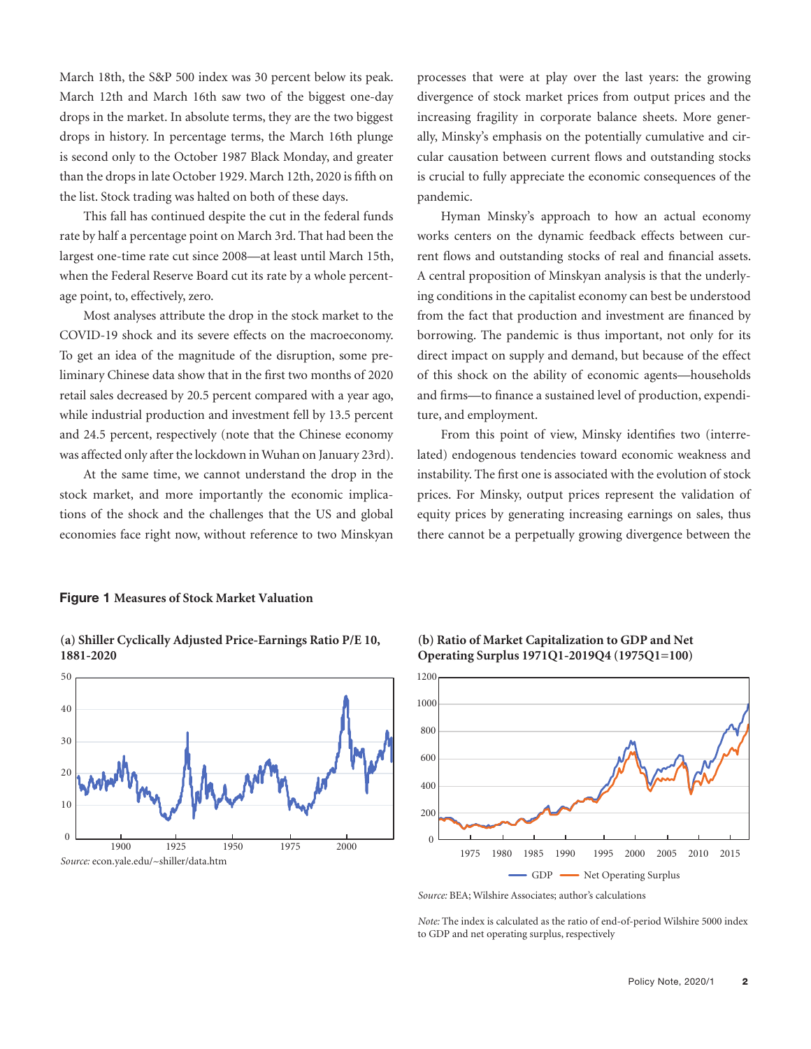March 18th, the S&P 500 index was 30 percent below its peak. March 12th and March 16th saw two of the biggest one-day drops in the market. In absolute terms, they are the two biggest drops in history. In percentage terms, the March 16th plunge is second only to the October 1987 Black Monday, and greater than the drops in late October 1929. March 12th, 2020 is fifth on the list. Stock trading was halted on both of these days.

This fall has continued despite the cut in the federal funds rate by half a percentage point on March 3rd. That had been the largest one-time rate cut since 2008—at least until March 15th, when the Federal Reserve Board cut its rate by a whole percentage point, to, effectively, zero.

Most analyses attribute the drop in the stock market to the COVID-19 shock and its severe effects on the macroeconomy. To get an idea of the magnitude of the disruption, some preliminary Chinese data show that in the first two months of 2020 retail sales decreased by 20.5 percent compared with a year ago, while industrial production and investment fell by 13.5 percent and 24.5 percent, respectively (note that the Chinese economy was affected only after the lockdown in Wuhan on January 23rd).

At the same time, we cannot understand the drop in the stock market, and more importantly the economic implications of the shock and the challenges that the US and global economies face right now, without reference to two Minskyan processes that were at play over the last years: the growing divergence of stock market prices from output prices and the increasing fragility in corporate balance sheets. More generally, Minsky's emphasis on the potentially cumulative and circular causation between current flows and outstanding stocks is crucial to fully appreciate the economic consequences of the pandemic.

Hyman Minsky's approach to how an actual economy works centers on the dynamic feedback effects between current flows and outstanding stocks of real and financial assets. A central proposition of Minskyan analysis is that the underlying conditions in the capitalist economy can best be understood from the fact that production and investment are financed by borrowing. The pandemic is thus important, not only for its direct impact on supply and demand, but because of the effect of this shock on the ability of economic agents—households and firms—to finance a sustained level of production, expenditure, and employment.

From this point of view, Minsky identifies two (interrelated) endogenous tendencies toward economic weakness and instability. The first one is associated with the evolution of stock prices. For Minsky, output prices represent the validation of equity prices by generating increasing earnings on sales, thus there cannot be a perpetually growing divergence between the

**Figure 1** **Measures of Stock Market Valuation**

**(a) Shiller Cyclically Adjusted Price-Earnings Ratio P/E 10, 1881-2020**

*Source:* econ.yale.edu/~shiller/data.htm

**(b) Ratio of Market Capitalization to GDP and Net Operating Surplus 1971Q1-2019Q4 (1975Q1=100)**

*Source:* BEA; Wilshire Associates; author's calculations

*Note:* The index is calculated as the ratio of end-of-period Wilshire 5000 index to GDP and net operating surplus, respectively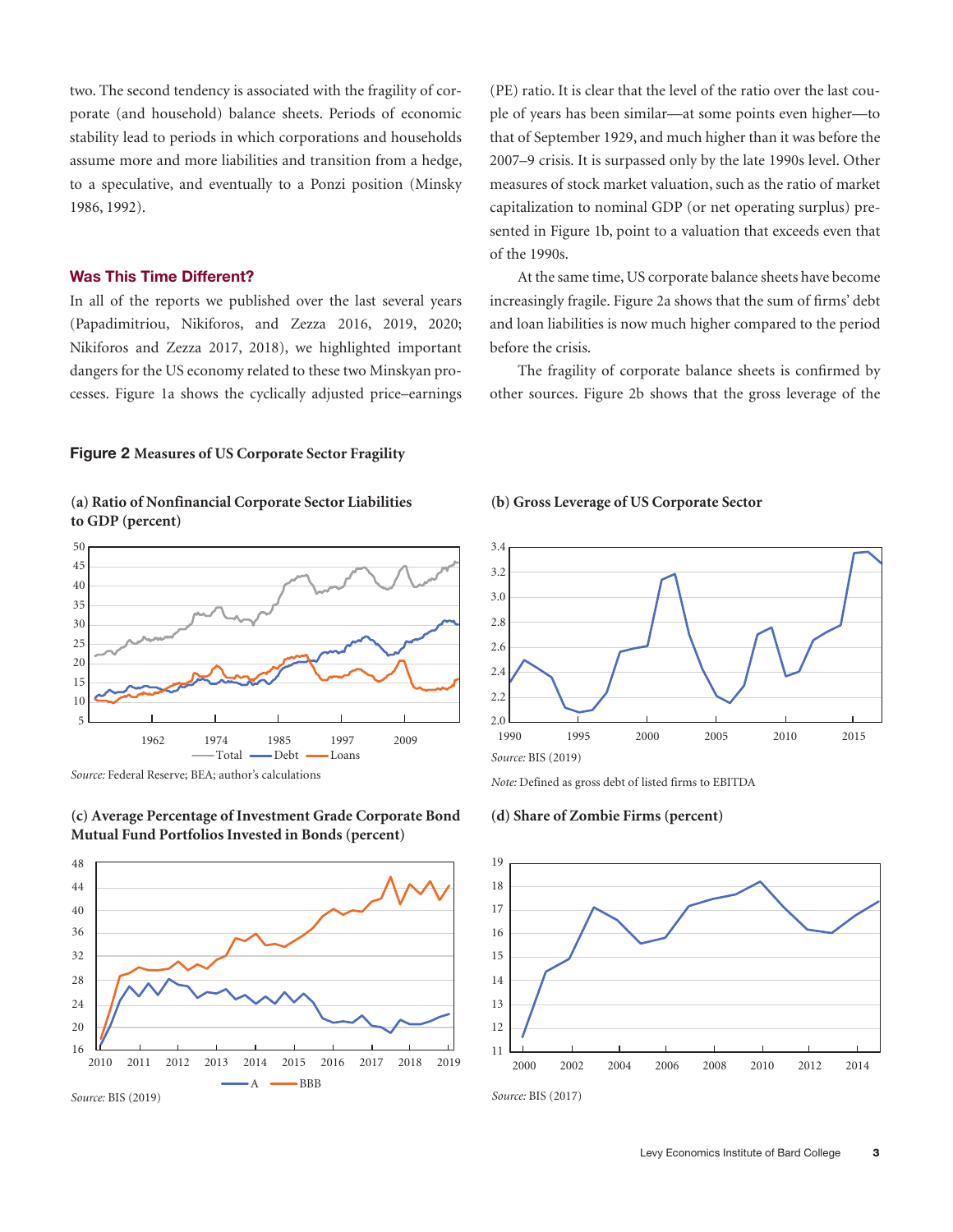two. The second tendency is associated with the fragility of corporate (and household) balance sheets. Periods of economic stability lead to periods in which corporations and households assume more and more liabilities and transition from a hedge, to a speculative, and eventually to a Ponzi position (Minsky 1986, 1992).

## Was This Time Different?

In all of the reports we published over the last several years (Papadimitriou, Nikiforos, and Zezza 2016, 2019, 2020; Nikiforos and Zezza 2017, 2018), we highlighted important dangers for the US economy related to these two Minskyan processes. Figure 1a shows the cyclically adjusted price–earnings (PE) ratio. It is clear that the level of the ratio over the last couple of years has been similar—at some points even higher—to that of September 1929, and much higher than it was before the 2007–9 crisis. It is surpassed only by the late 1990s level. Other measures of stock market valuation, such as the ratio of market capitalization to nominal GDP (or net operating surplus) presented in Figure 1b, point to a valuation that exceeds even that of the 1990s.

At the same time, US corporate balance sheets have become increasingly fragile. Figure 2a shows that the sum of firms' debt and loan liabilities is now much higher compared to the period before the crisis.

The fragility of corporate balance sheets is confirmed by other sources. Figure 2b shows that the gross leverage of the

**Figure 2** Measures of US Corporate Sector Fragility

**(a) Ratio of Nonfinancial Corporate Sector Liabilities to GDP (percent)**

*Source:* Federal Reserve; BEA; author's calculations

**(b) Gross Leverage of US Corporate Sector**

*Source:* BIS (2019)

*Note:* Defined as gross debt of listed firms to EBITDA

**(c) Average Percentage of Investment Grade Corporate Bond Mutual Fund Portfolios Invested in Bonds (percent)**

*Source:* BIS (2019)

**(d) Share of Zombie Firms (percent)**

*Source:* BIS (2017)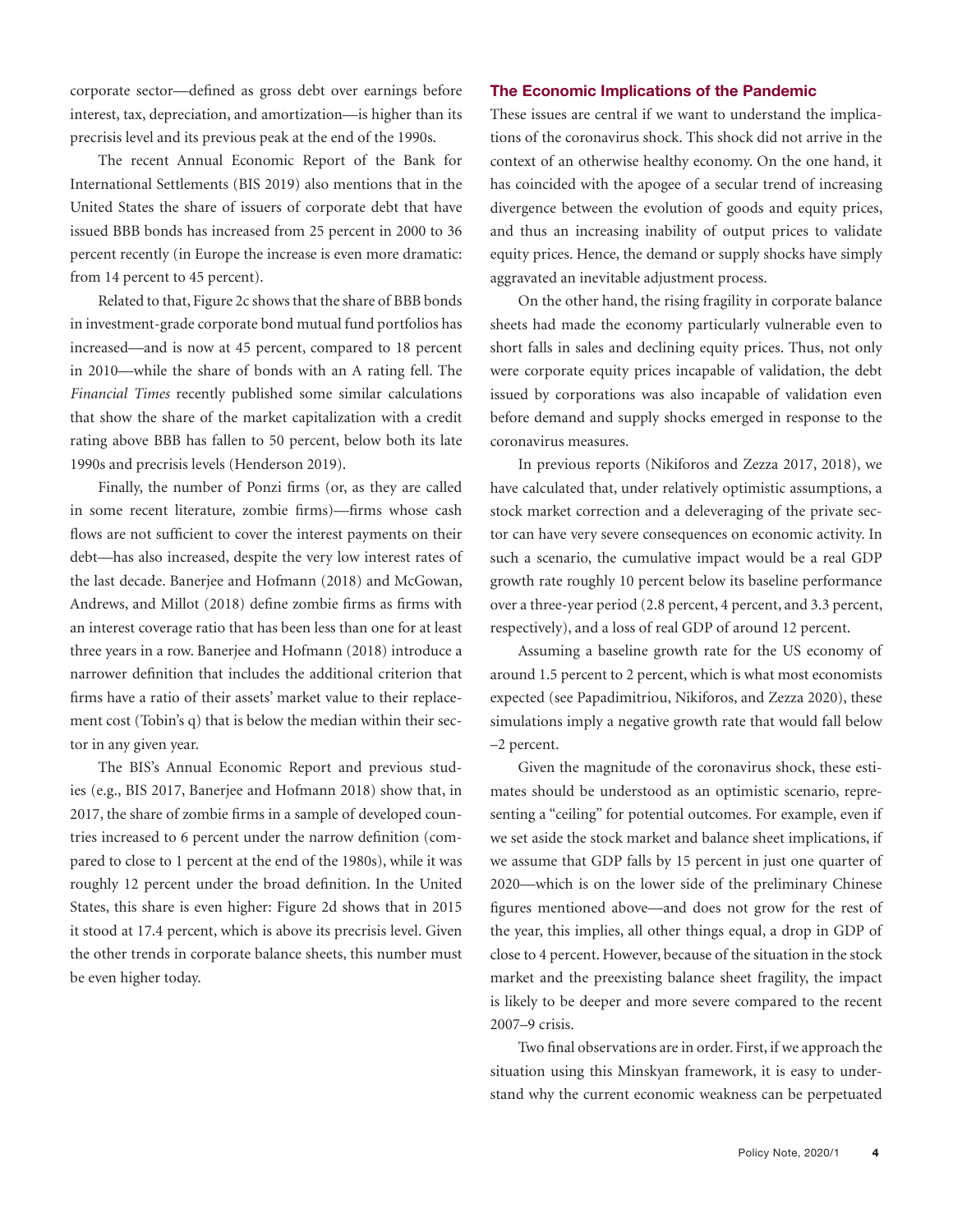corporate sector—defined as gross debt over earnings before interest, tax, depreciation, and amortization—is higher than its precrisis level and its previous peak at the end of the 1990s.

The recent Annual Economic Report of the Bank for International Settlements (BIS 2019) also mentions that in the United States the share of issuers of corporate debt that have issued BBB bonds has increased from 25 percent in 2000 to 36 percent recently (in Europe the increase is even more dramatic: from 14 percent to 45 percent).

Related to that, Figure 2c shows that the share of BBB bonds in investment-grade corporate bond mutual fund portfolios has increased—and is now at 45 percent, compared to 18 percent in 2010—while the share of bonds with an A rating fell. The *Financial Times* recently published some similar calculations that show the share of the market capitalization with a credit rating above BBB has fallen to 50 percent, below both its late 1990s and precrisis levels (Henderson 2019).

Finally, the number of Ponzi firms (or, as they are called in some recent literature, zombie firms)—firms whose cash flows are not sufficient to cover the interest payments on their debt—has also increased, despite the very low interest rates of the last decade. Banerjee and Hofmann (2018) and McGowan, Andrews, and Millot (2018) define zombie firms as firms with an interest coverage ratio that has been less than one for at least three years in a row. Banerjee and Hofmann (2018) introduce a narrower definition that includes the additional criterion that firms have a ratio of their assets' market value to their replacement cost (Tobin's q) that is below the median within their sector in any given year.

The BIS's Annual Economic Report and previous studies (e.g., BIS 2017, Banerjee and Hofmann 2018) show that, in 2017, the share of zombie firms in a sample of developed countries increased to 6 percent under the narrow definition (compared to close to 1 percent at the end of the 1980s), while it was roughly 12 percent under the broad definition. In the United States, this share is even higher: Figure 2d shows that in 2015 it stood at 17.4 percent, which is above its precrisis level. Given the other trends in corporate balance sheets, this number must be even higher today.

## The Economic Implications of the Pandemic

These issues are central if we want to understand the implications of the coronavirus shock. This shock did not arrive in the context of an otherwise healthy economy. On the one hand, it has coincided with the apogee of a secular trend of increasing divergence between the evolution of goods and equity prices, and thus an increasing inability of output prices to validate equity prices. Hence, the demand or supply shocks have simply aggravated an inevitable adjustment process.

On the other hand, the rising fragility in corporate balance sheets had made the economy particularly vulnerable even to short falls in sales and declining equity prices. Thus, not only were corporate equity prices incapable of validation, the debt issued by corporations was also incapable of validation even before demand and supply shocks emerged in response to the coronavirus measures.

In previous reports (Nikiforos and Zezza 2017, 2018), we have calculated that, under relatively optimistic assumptions, a stock market correction and a deleveraging of the private sector can have very severe consequences on economic activity. In such a scenario, the cumulative impact would be a real GDP growth rate roughly 10 percent below its baseline performance over a three-year period (2.8 percent, 4 percent, and 3.3 percent, respectively), and a loss of real GDP of around 12 percent.

Assuming a baseline growth rate for the US economy of around 1.5 percent to 2 percent, which is what most economists expected (see Papadimitriou, Nikiforos, and Zezza 2020), these simulations imply a negative growth rate that would fall below –2 percent.

Given the magnitude of the coronavirus shock, these estimates should be understood as an optimistic scenario, representing a "ceiling" for potential outcomes. For example, even if we set aside the stock market and balance sheet implications, if we assume that GDP falls by 15 percent in just one quarter of 2020—which is on the lower side of the preliminary Chinese figures mentioned above—and does not grow for the rest of the year, this implies, all other things equal, a drop in GDP of close to 4 percent. However, because of the situation in the stock market and the preexisting balance sheet fragility, the impact is likely to be deeper and more severe compared to the recent 2007–9 crisis.

Two final observations are in order. First, if we approach the situation using this Minskyan framework, it is easy to understand why the current economic weakness can be perpetuated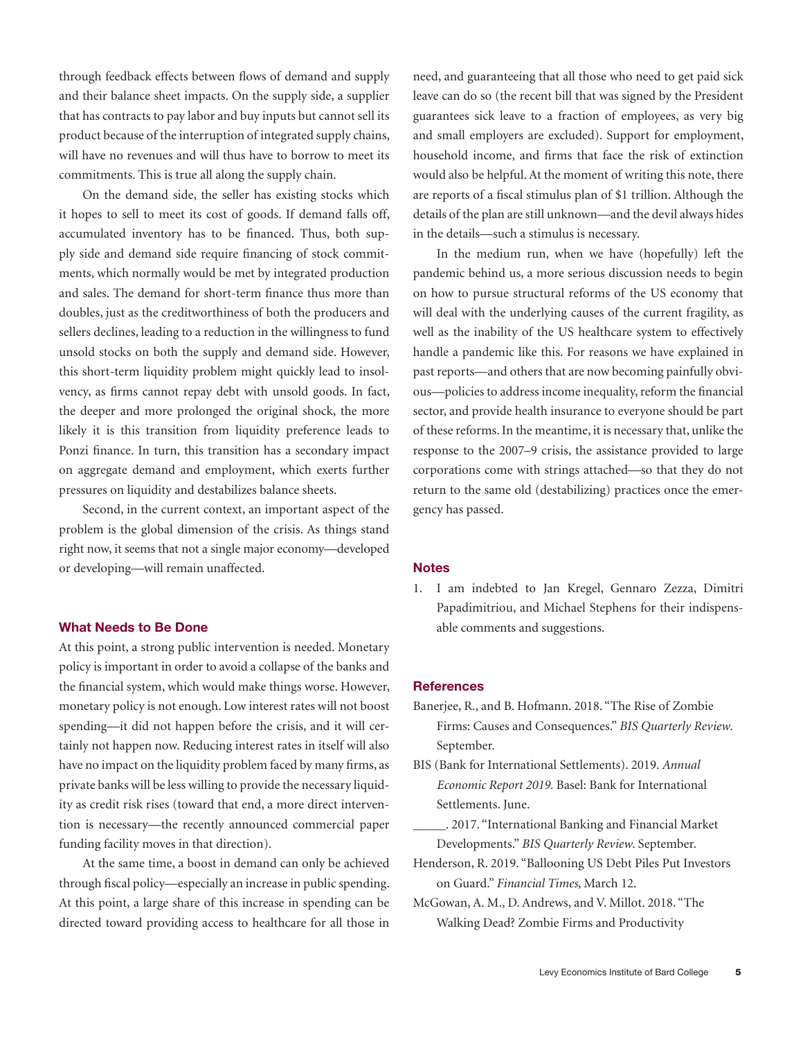through feedback effects between flows of demand and supply and their balance sheet impacts. On the supply side, a supplier that has contracts to pay labor and buy inputs but cannot sell its product because of the interruption of integrated supply chains, will have no revenues and will thus have to borrow to meet its commitments. This is true all along the supply chain.

On the demand side, the seller has existing stocks which it hopes to sell to meet its cost of goods. If demand falls off, accumulated inventory has to be financed. Thus, both supply side and demand side require financing of stock commitments, which normally would be met by integrated production and sales. The demand for short-term finance thus more than doubles, just as the creditworthiness of both the producers and sellers declines, leading to a reduction in the willingness to fund unsold stocks on both the supply and demand side. However, this short-term liquidity problem might quickly lead to insolvency, as firms cannot repay debt with unsold goods. In fact, the deeper and more prolonged the original shock, the more likely it is this transition from liquidity preference leads to Ponzi finance. In turn, this transition has a secondary impact on aggregate demand and employment, which exerts further pressures on liquidity and destabilizes balance sheets.

Second, in the current context, an important aspect of the problem is the global dimension of the crisis. As things stand right now, it seems that not a single major economy—developed or developing—will remain unaffected.

## What Needs to Be Done

At this point, a strong public intervention is needed. Monetary policy is important in order to avoid a collapse of the banks and the financial system, which would make things worse. However, monetary policy is not enough. Low interest rates will not boost spending—it did not happen before the crisis, and it will certainly not happen now. Reducing interest rates in itself will also have no impact on the liquidity problem faced by many firms, as private banks will be less willing to provide the necessary liquidity as credit risk rises (toward that end, a more direct intervention is necessary—the recently announced commercial paper funding facility moves in that direction).

At the same time, a boost in demand can only be achieved through fiscal policy—especially an increase in public spending. At this point, a large share of this increase in spending can be directed toward providing access to healthcare for all those in need, and guaranteeing that all those who need to get paid sick leave can do so (the recent bill that was signed by the President guarantees sick leave to a fraction of employees, as very big and small employers are excluded). Support for employment, household income, and firms that face the risk of extinction would also be helpful. At the moment of writing this note, there are reports of a fiscal stimulus plan of $1 trillion. Although the details of the plan are still unknown—and the devil always hides in the details—such a stimulus is necessary.

In the medium run, when we have (hopefully) left the pandemic behind us, a more serious discussion needs to begin on how to pursue structural reforms of the US economy that will deal with the underlying causes of the current fragility, as well as the inability of the US healthcare system to effectively handle a pandemic like this. For reasons we have explained in past reports—and others that are now becoming painfully obvious—policies to address income inequality, reform the financial sector, and provide health insurance to everyone should be part of these reforms. In the meantime, it is necessary that, unlike the response to the 2007–9 crisis, the assistance provided to large corporations come with strings attached—so that they do not return to the same old (destabilizing) practices once the emergency has passed.

## Notes

1. I am indebted to Jan Kregel, Gennaro Zezza, Dimitri Papadimitriou, and Michael Stephens for their indispensable comments and suggestions.

## References

Banerjee, R., and B. Hofmann. 2018. "The Rise of Zombie Firms: Causes and Consequences." *BIS Quarterly Review*. September.

BIS (Bank for International Settlements). 2019. *Annual Economic Report 2019*. Basel: Bank for International Settlements. June.

_____. 2017. "International Banking and Financial Market Developments." *BIS Quarterly Review*. September.

Henderson, R. 2019. "Ballooning US Debt Piles Put Investors on Guard." *Financial Times*, March 12.

McGowan, A. M., D. Andrews, and V. Millot. 2018. "The Walking Dead? Zombie Firms and Productivity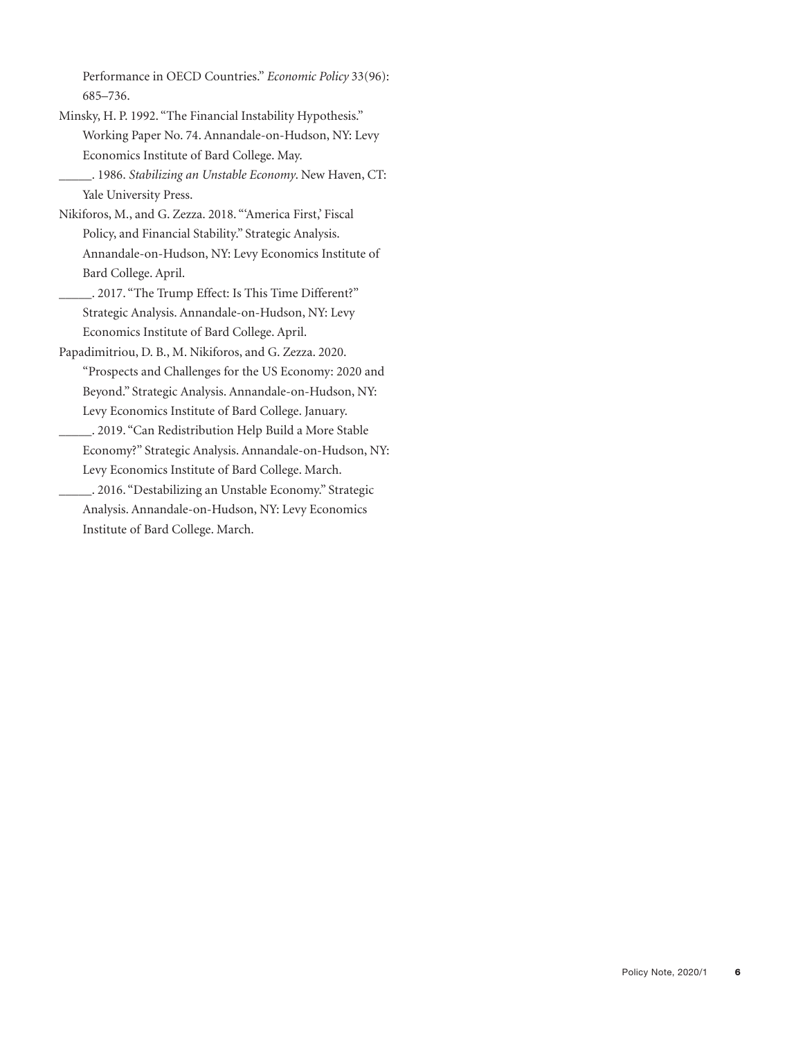Performance in OECD Countries." *Economic Policy* 33(96): 685–736.

Minsky, H. P. 1992. "The Financial Instability Hypothesis." Working Paper No. 74. Annandale-on-Hudson, NY: Levy Economics Institute of Bard College. May.

_____. 1986. *Stabilizing an Unstable Economy*. New Haven, CT: Yale University Press.

Nikiforos, M., and G. Zezza. 2018. "'America First,' Fiscal Policy, and Financial Stability." Strategic Analysis. Annandale-on-Hudson, NY: Levy Economics Institute of Bard College. April.

_____. 2017. "The Trump Effect: Is This Time Different?" Strategic Analysis. Annandale-on-Hudson, NY: Levy Economics Institute of Bard College. April.

Papadimitriou, D. B., M. Nikiforos, and G. Zezza. 2020. "Prospects and Challenges for the US Economy: 2020 and Beyond." Strategic Analysis. Annandale-on-Hudson, NY: Levy Economics Institute of Bard College. January.

_____. 2019. "Can Redistribution Help Build a More Stable Economy?" Strategic Analysis. Annandale-on-Hudson, NY: Levy Economics Institute of Bard College. March.

_____. 2016. "Destabilizing an Unstable Economy." Strategic Analysis. Annandale-on-Hudson, NY: Levy Economics Institute of Bard College. March.